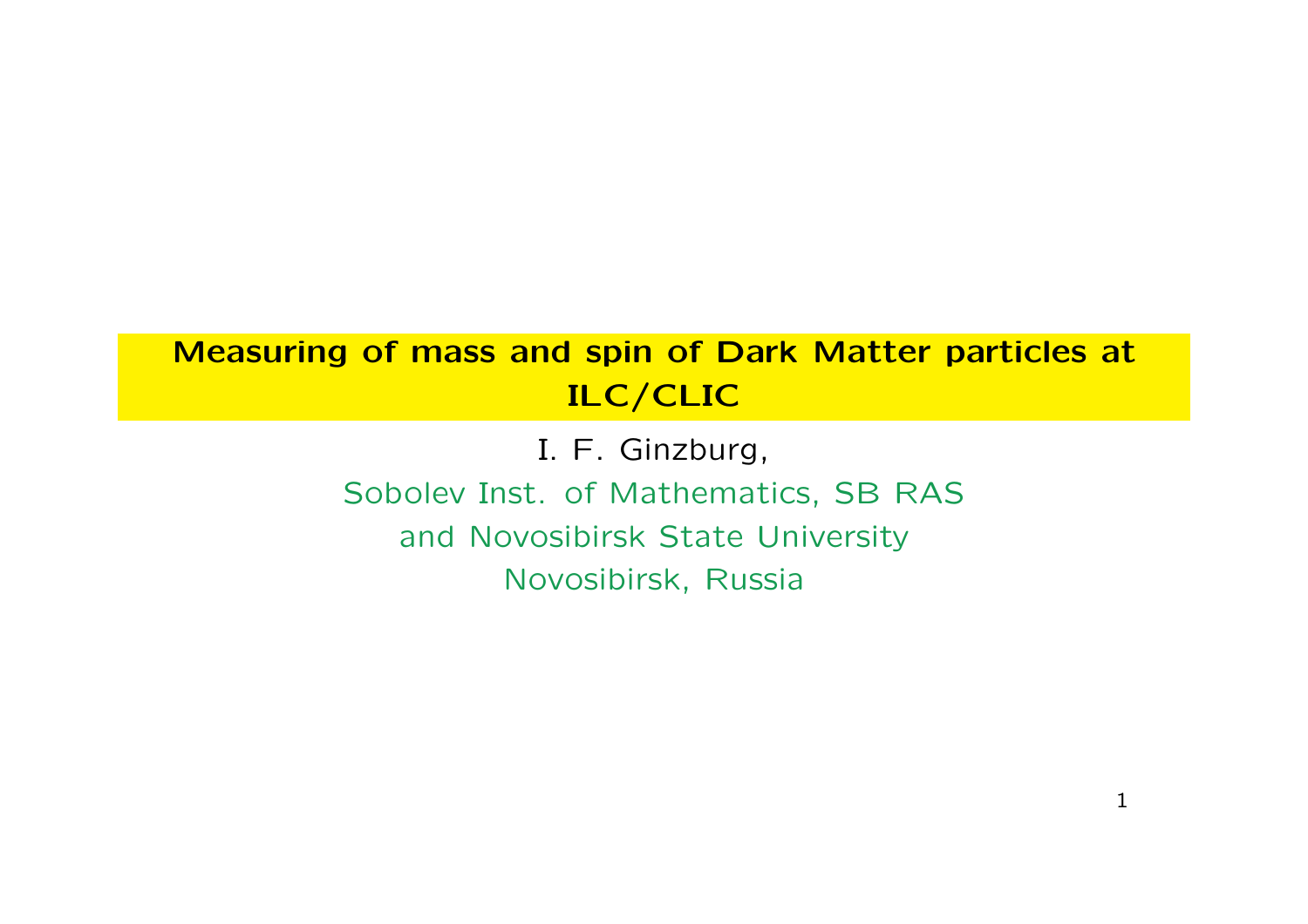# Measuring of mass and spin of Dark Matter particles at ILC/CLIC

I. F. Ginzburg,

Sobolev Inst. of Mathematics, SB RAS

and Novosibirsk State University

Novosibirsk, Russia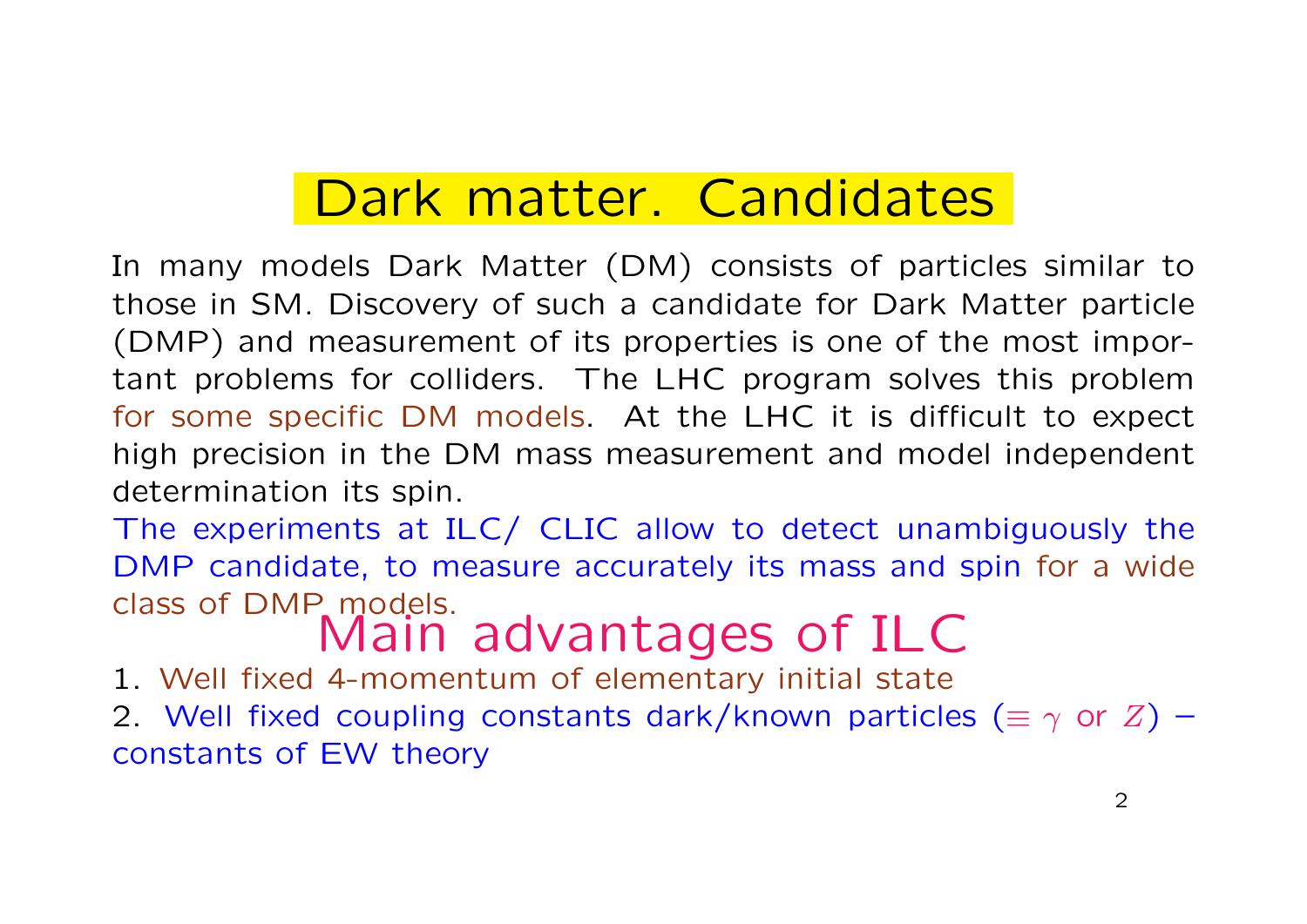# Dark matter. Candidates

In many models Dark Matter (DM) consists of particles similar to those in SM. Discovery of such a candidate for Dark Matter particle (DMP) and measurement of its properties is one of the most important problems for colliders. The LHC program solves this problem for some specific DM models. At the LHC it is difficult to expect high precision in the DM mass measurement and model independent determination its spin.

The experiments at ILC/ CLIC allow to detect unambiguously the DMP candidate, to measure accurately its mass and spin for a wide class of DMP models.

## Main advantages of ILC

1. Well fixed 4-momentum of elementary initial state
2. Well fixed coupling constants dark/known particles ($\equiv \gamma$ or $Z$) – constants of EW theory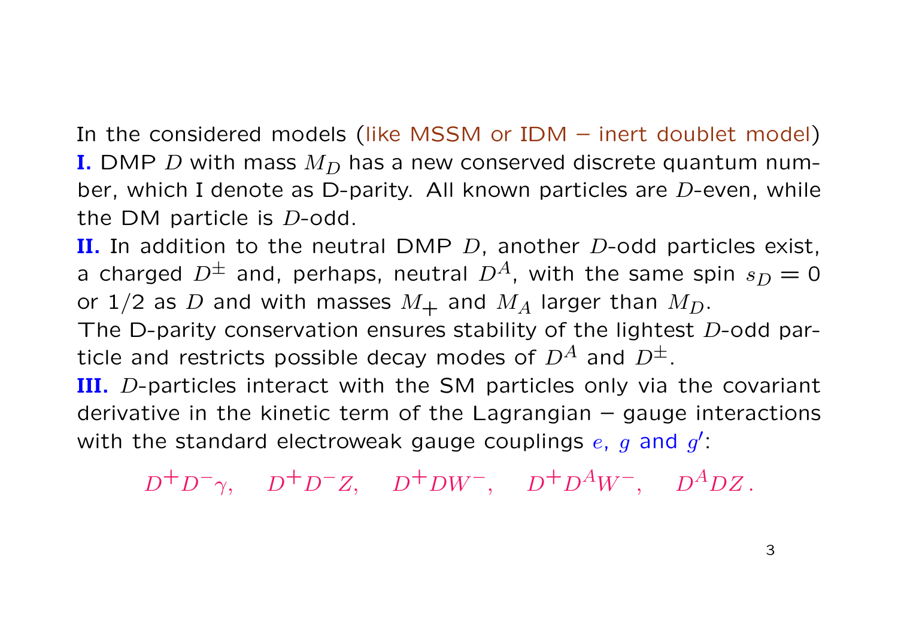In the considered models (like MSSM or IDM – inert doublet model)

**I.** DMP $D$ with mass $M_D$ has a new conserved discrete quantum number, which I denote as D-parity. All known particles are $D$-even, while the DM particle is $D$-odd.

**II.** In addition to the neutral DMP $D$, another $D$-odd particles exist, a charged $D^{\pm}$ and, perhaps, neutral $D^A$, with the same spin $s_D = 0$ or 1/2 as $D$ and with masses $M_+$ and $M_A$ larger than $M_D$.

The D-parity conservation ensures stability of the lightest $D$-odd particle and restricts possible decay modes of $D^A$ and $D^{\pm}$.

**III.** $D$-particles interact with the SM particles only via the covariant derivative in the kinetic term of the Lagrangian – gauge interactions with the standard electroweak gauge couplings $e$, $g$ and $g'$:

$$D^+D^-\gamma, \quad D^+D^-Z, \quad D^+DW^-, \quad D^+D^AW^-, \quad D^ADZ\,.$$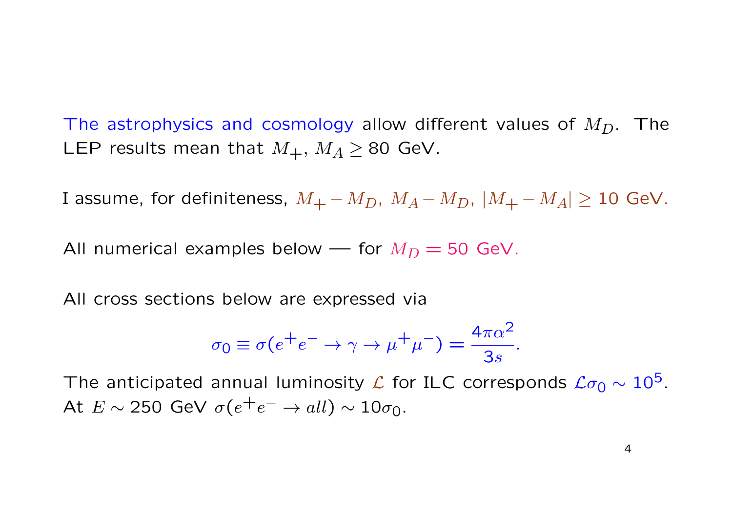The astrophysics and cosmology allow different values of $M_D$. The LEP results mean that $M_+$, $M_A \geq 80$ GeV.

I assume, for definiteness, $M_+ - M_D$, $M_A - M_D$, $|M_+ - M_A| \geq 10$ GeV.

All numerical examples below — for $M_D = 50$ GeV.

All cross sections below are expressed via

$$\sigma_0 \equiv \sigma(e^+e^- \to \gamma \to \mu^+\mu^-) = \frac{4\pi\alpha^2}{3s}.$$

The anticipated annual luminosity $\mathcal{L}$ for ILC corresponds $\mathcal{L}\sigma_0 \sim 10^5$. At $E \sim 250$ GeV $\sigma(e^+e^- \to all) \sim 10\sigma_0$.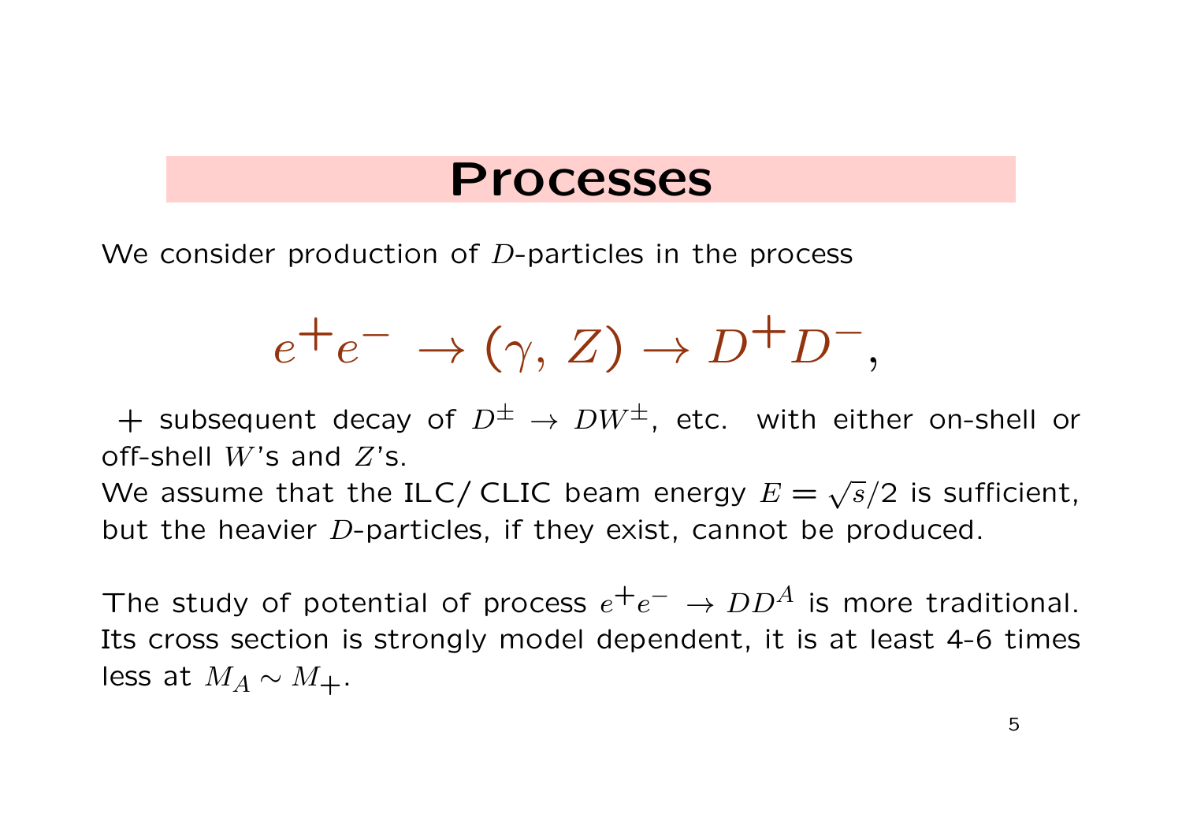# Processes

We consider production of $D$-particles in the process

$$e^+e^- \to (\gamma,\, Z) \to D^+D^-,$$

$+$ subsequent decay of $D^\pm \to DW^\pm$, etc. with either on-shell or off-shell $W$'s and $Z$'s.
We assume that the ILC/ CLIC beam energy $E = \sqrt{s}/2$ is sufficient, but the heavier $D$-particles, if they exist, cannot be produced.

The study of potential of process $e^+e^- \to DD^A$ is more traditional. Its cross section is strongly model dependent, it is at least 4-6 times less at $M_A \sim M_+$.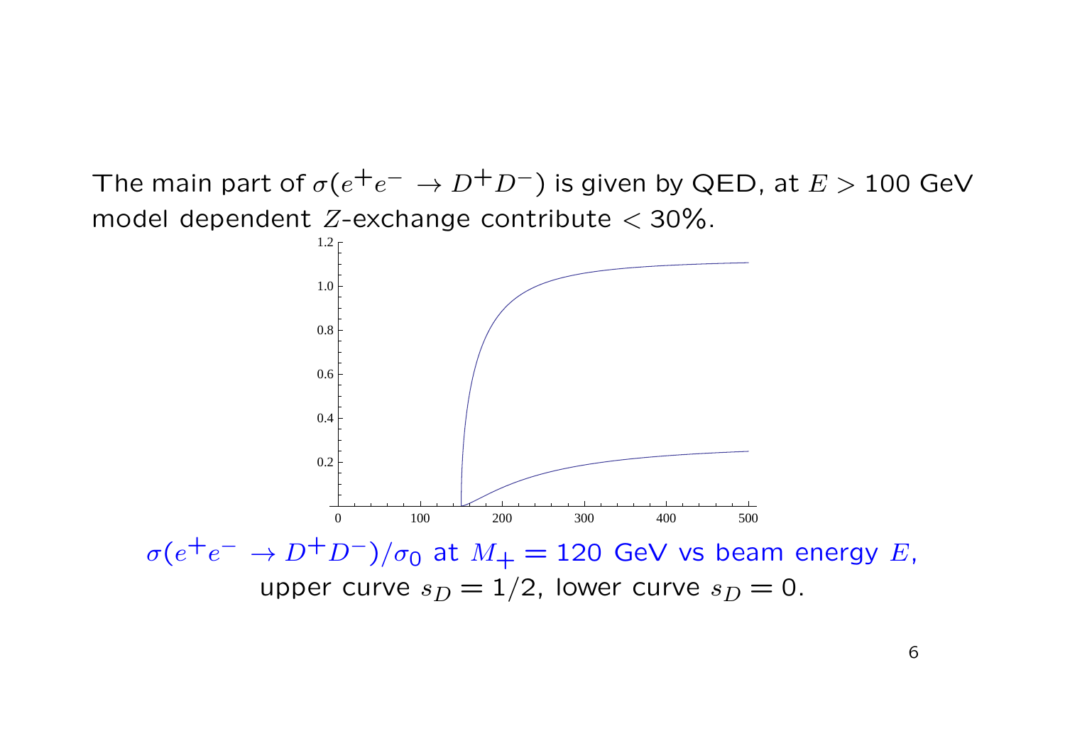The main part of $\sigma(e^+e^- \to D^+D^-)$ is given by QED, at $E > 100$ GeV model dependent $Z$-exchange contribute $< 30\%$.

$\sigma(e^+e^- \to D^+D^-)/\sigma_0$ at $M_+ = 120$ GeV vs beam energy $E$, upper curve $s_D = 1/2$, lower curve $s_D = 0$.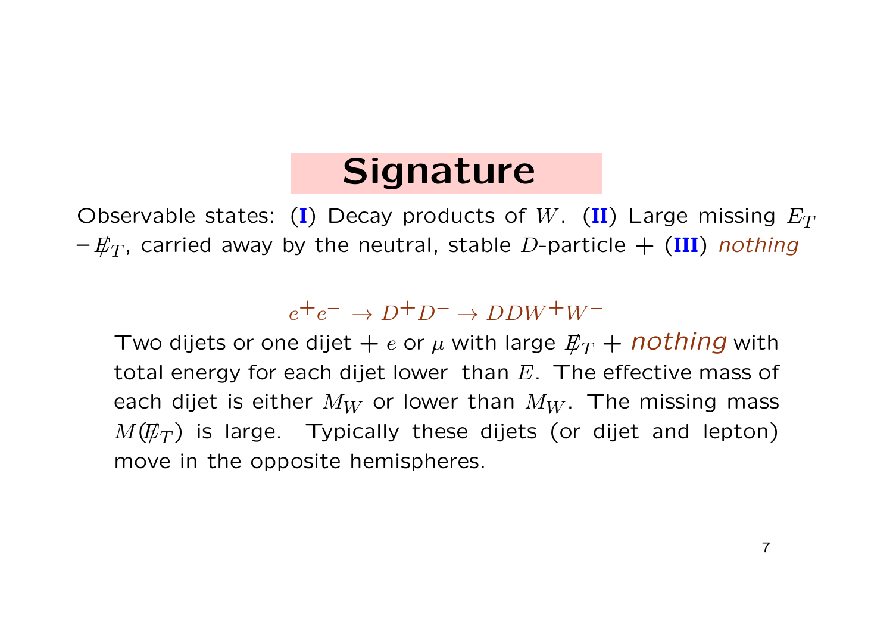# Signature

Observable states: (**I**) Decay products of $W$. (**II**) Large missing $E_T$ $-\not{E}_T$, carried away by the neutral, stable $D$-particle + (**III**) *nothing*

$$e^+e^- \to D^+D^- \to DDW^+W^-$$

Two dijets or one dijet + $e$ or $\mu$ with large $\not{E}_T$ + *nothing* with total energy for each dijet lower than $E$. The effective mass of each dijet is either $M_W$ or lower than $M_W$. The missing mass $M(\not{E}_T)$ is large. Typically these dijets (or dijet and lepton) move in the opposite hemispheres.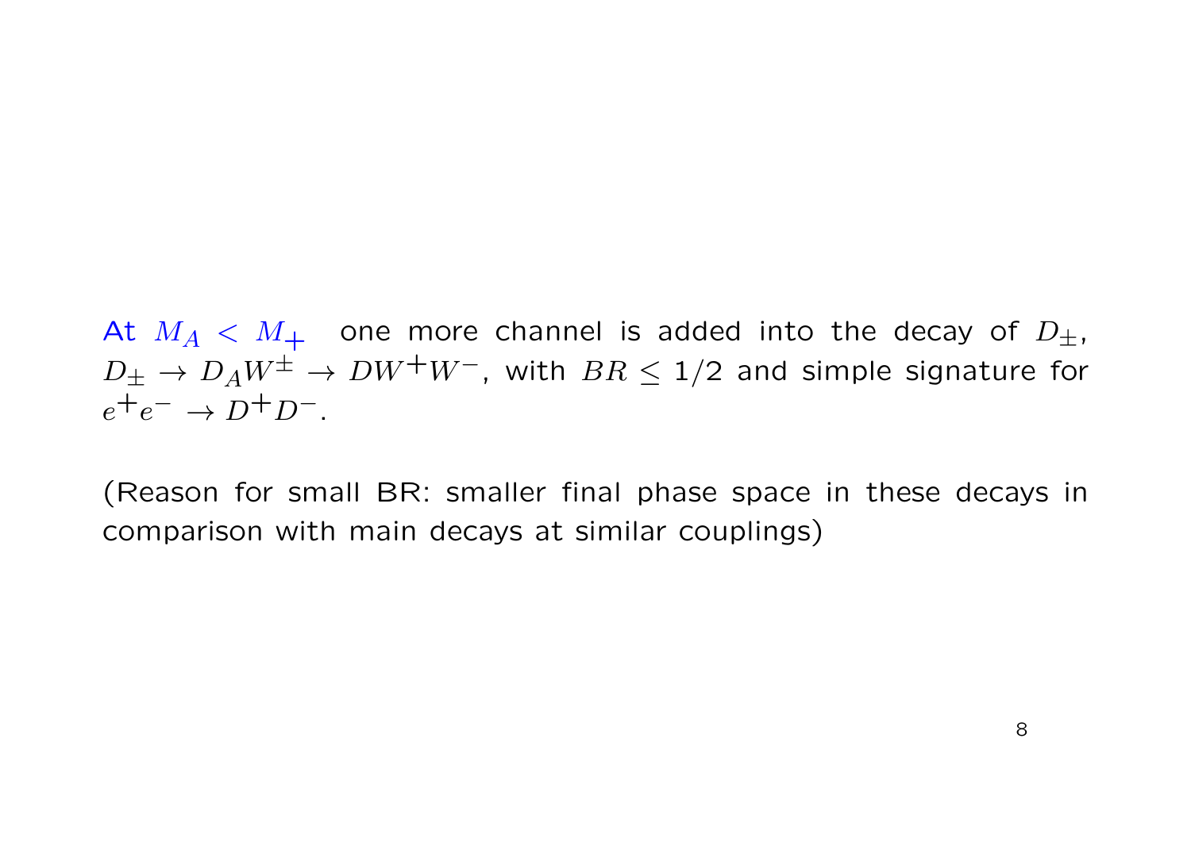At $M_A < M_+$ one more channel is added into the decay of $D_\pm$, $D_\pm \to D_A W^\pm \to D W^+ W^-$, with $BR \leq 1/2$ and simple signature for $e^+e^- \to D^+D^-$.

(Reason for small BR: smaller final phase space in these decays in comparison with main decays at similar couplings)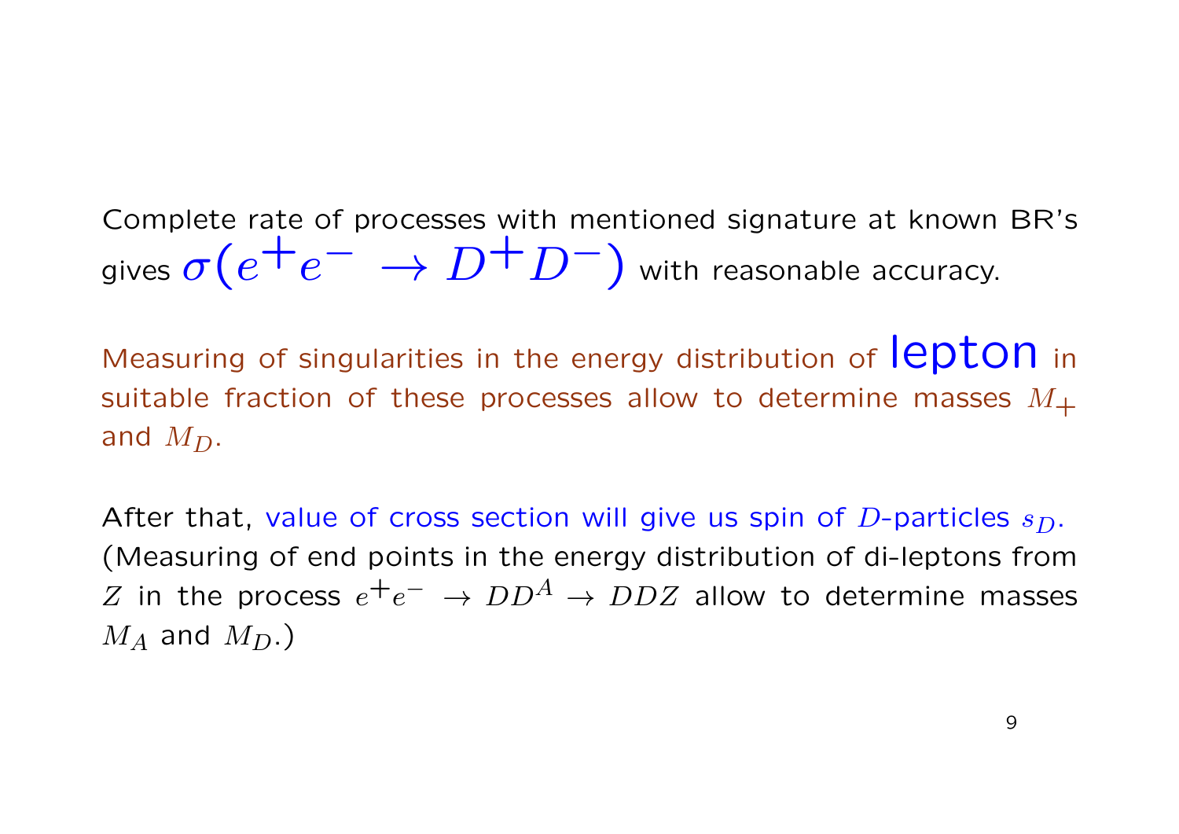Complete rate of processes with mentioned signature at known BR's gives $\sigma(e^+e^- \to D^+D^-)$ with reasonable accuracy.

Measuring of singularities in the energy distribution of lepton in suitable fraction of these processes allow to determine masses $M_+$ and $M_D$.

After that, value of cross section will give us spin of $D$-particles $s_D$. (Measuring of end points in the energy distribution of di-leptons from $Z$ in the process $e^+e^- \to DD^A \to DDZ$ allow to determine masses $M_A$ and $M_D$.)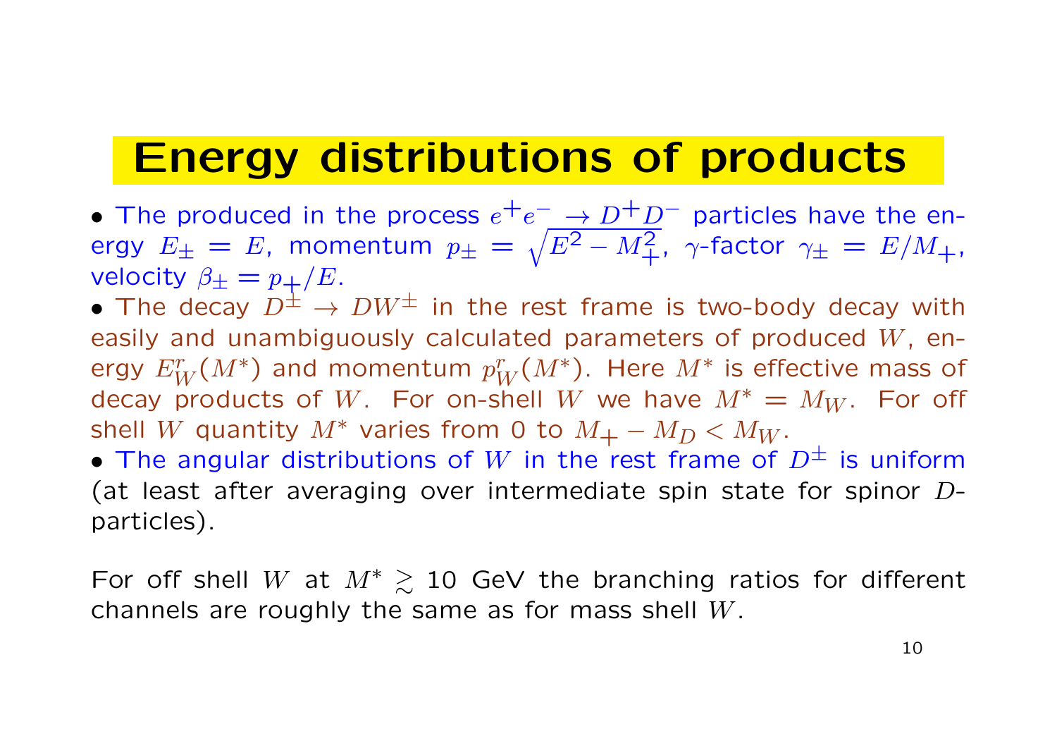# Energy distributions of products

- The produced in the process $e^+e^- \to D^+D^-$ particles have the energy $E_\pm = E$, momentum $p_\pm = \sqrt{E^2 - M_+^2}$, $\gamma$-factor $\gamma_\pm = E/M_+$, velocity $\beta_\pm = p_+/E$.
- The decay $D^\pm \to DW^\pm$ in the rest frame is two-body decay with easily and unambiguously calculated parameters of produced $W$, energy $E_W^r(M^*)$ and momentum $p_W^r(M^*)$. Here $M^*$ is effective mass of decay products of $W$. For on-shell $W$ we have $M^* = M_W$. For off shell $W$ quantity $M^*$ varies from 0 to $M_+ - M_D < M_W$.
- The angular distributions of $W$ in the rest frame of $D^\pm$ is uniform (at least after averaging over intermediate spin state for spinor $D$-particles).

For off shell $W$ at $M^* \gtrsim 10$ GeV the branching ratios for different channels are roughly the same as for mass shell $W$.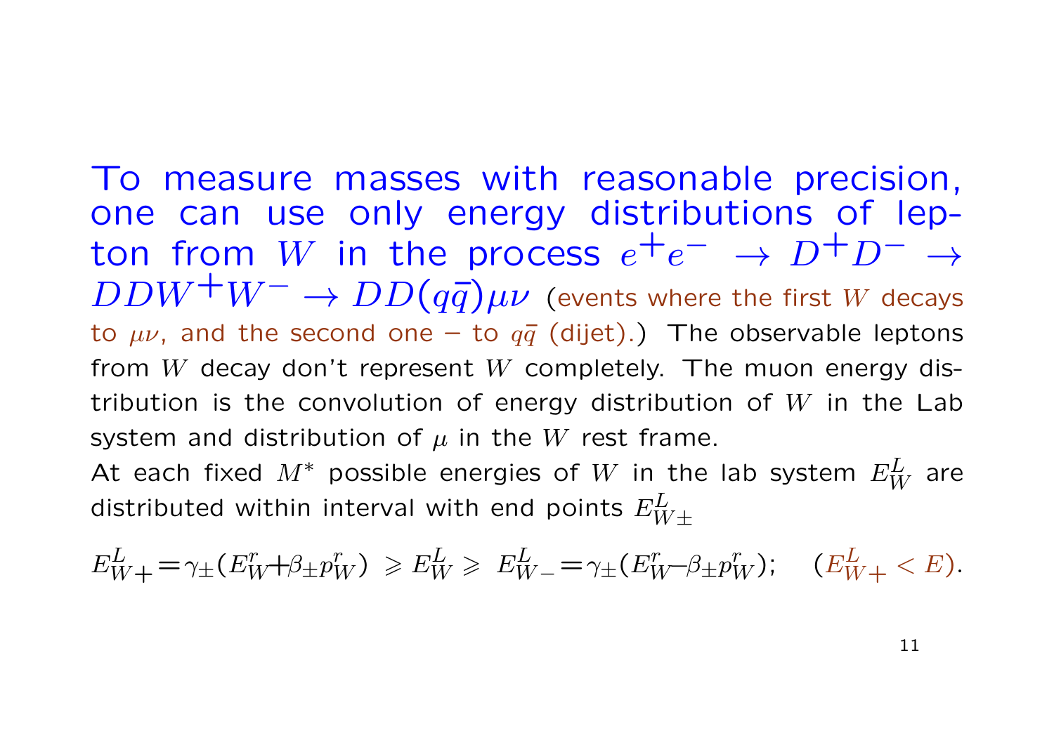To measure masses with reasonable precision, one can use only energy distributions of lepton from $W$ in the process $e^+e^- \to D^+D^- \to DDW^+W^- \to DD(q\bar{q})\mu\nu$ (events where the first $W$ decays to $\mu\nu$, and the second one – to $q\bar{q}$ (dijet).) The observable leptons from $W$ decay don't represent $W$ completely. The muon energy distribution is the convolution of energy distribution of $W$ in the Lab system and distribution of $\mu$ in the $W$ rest frame.

At each fixed $M^*$ possible energies of $W$ in the lab system $E_W^L$ are distributed within interval with end points $E_{W\pm}^L$

$$E_{W+}^L = \gamma_\pm (E_W^r + \beta_\pm p_W^r) \geqslant E_W^L \geqslant E_{W-}^L = \gamma_\pm (E_W^r - \beta_\pm p_W^r); \quad (E_{W+}^L < E).$$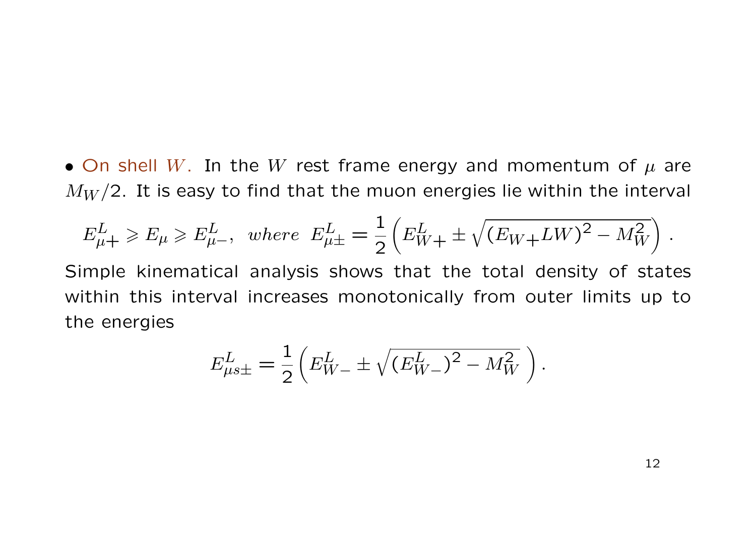• On shell $W$. In the $W$ rest frame energy and momentum of $\mu$ are $M_W/2$. It is easy to find that the muon energies lie within the interval

$$E^L_{\mu+} \geqslant E_\mu \geqslant E^L_{\mu-}, \;\; where \;\; E^L_{\mu\pm} = \frac{1}{2}\left(E^L_{W+} \pm \sqrt{(E_{W+}LW)^2 - M_W^2}\right).$$

Simple kinematical analysis shows that the total density of states within this interval increases monotonically from outer limits up to the energies

$$E^L_{\mu s\pm} = \frac{1}{2}\left(E^L_{W-} \pm \sqrt{(E^L_{W-})^2 - M_W^2}\;\right).$$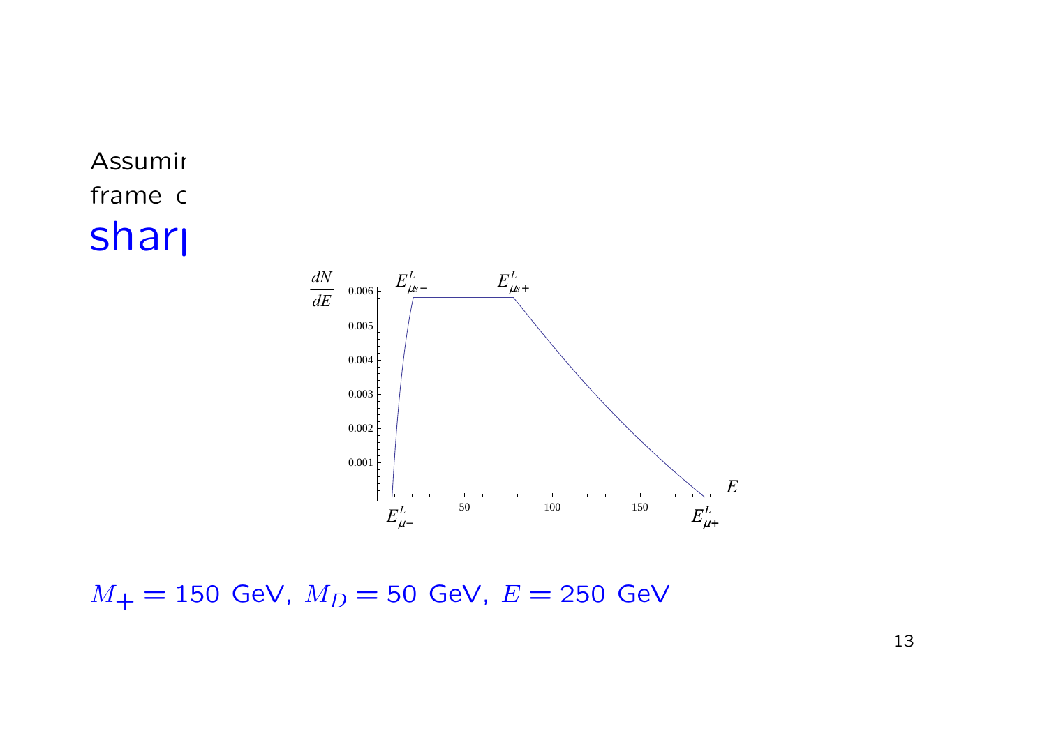Assumir

frame c

sharı

$M_+ = 150$ GeV, $M_D = 50$ GeV, $E = 250$ GeV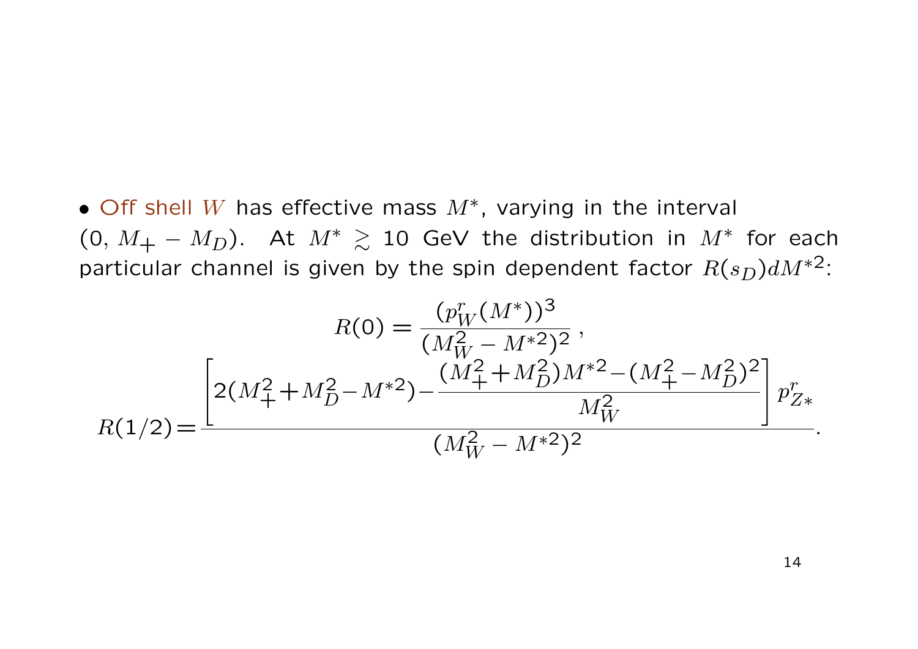- Off shell $W$ has effective mass $M^*$, varying in the interval $(0,\, M_+ - M_D)$. At $M^* \gtrsim 10$ GeV the distribution in $M^*$ for each particular channel is given by the spin dependent factor $R(s_D)dM^{*2}$:

$$R(0) = \frac{(p^r_W(M^*))^3}{(M_W^2 - M^{*2})^2}\,,$$

$$R(1/2) = \frac{\left[2(M_+^2 + M_D^2 - M^{*2}) - \dfrac{(M_+^2 + M_D^2)M^{*2} - (M_+^2 - M_D^2)^2}{M_W^2}\right] p^r_{Z*}}{(M_W^2 - M^{*2})^2}.$$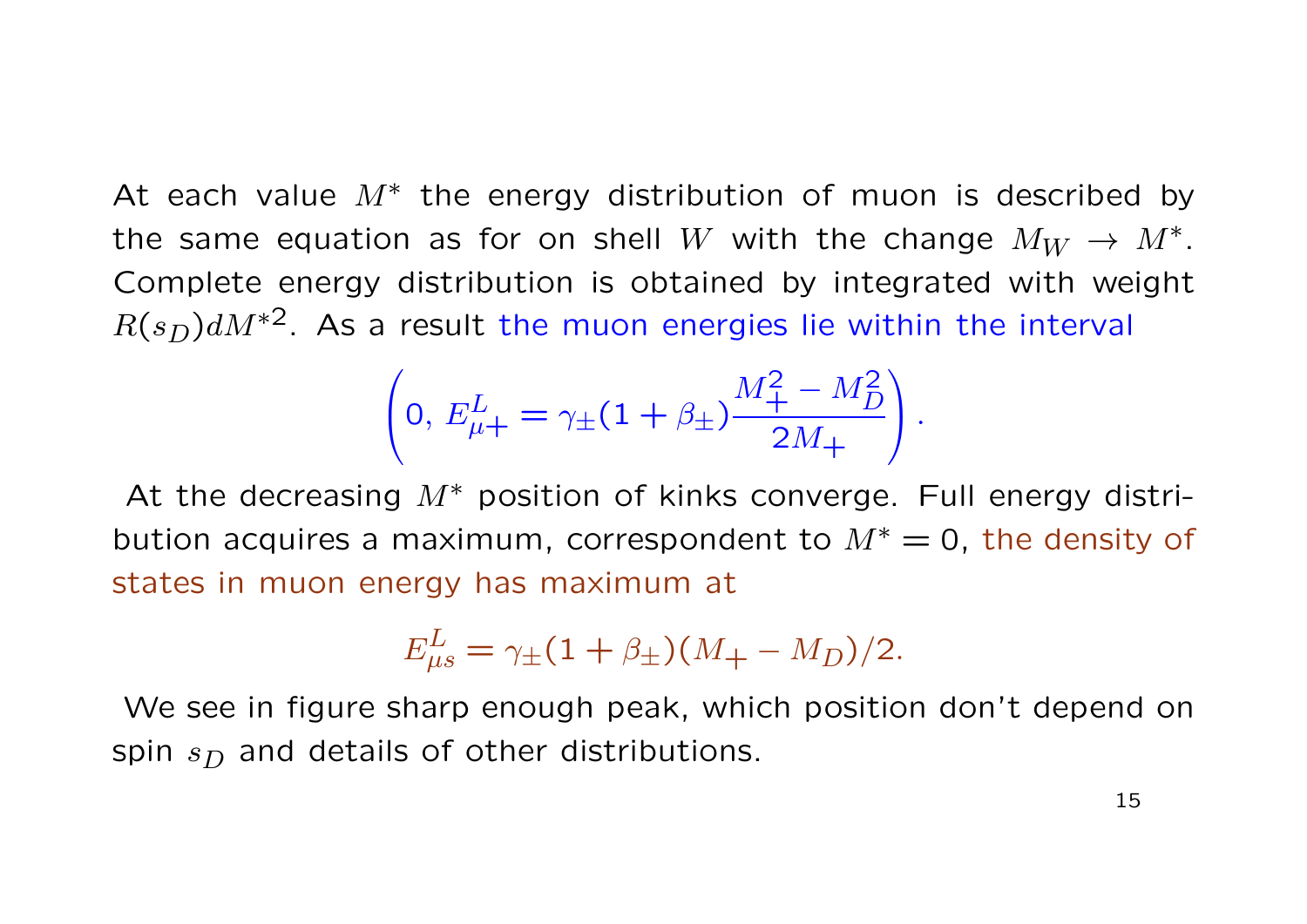At each value $M^*$ the energy distribution of muon is described by the same equation as for on shell $W$ with the change $M_W \to M^*$. Complete energy distribution is obtained by integrated with weight $R(s_D)dM^{*2}$. As a result the muon energies lie within the interval

$$\left(0,\ E^L_{\mu+} = \gamma_\pm(1+\beta_\pm)\frac{M_+^2 - M_D^2}{2M_+}\right).$$

At the decreasing $M^*$ position of kinks converge. Full energy distribution acquires a maximum, correspondent to $M^* = 0$, the density of states in muon energy has maximum at

$$E^L_{\mu s} = \gamma_\pm(1+\beta_\pm)(M_+ - M_D)/2.$$

We see in figure sharp enough peak, which position don't depend on spin $s_D$ and details of other distributions.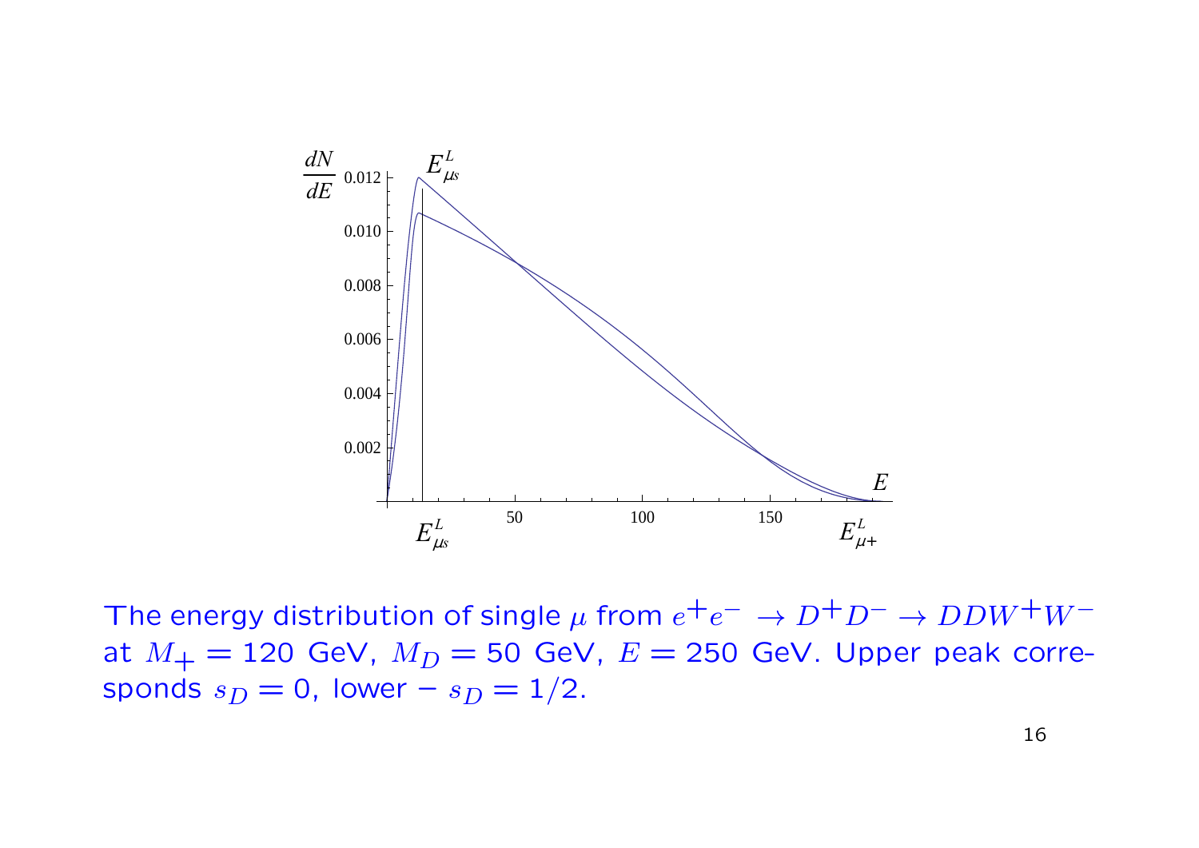The energy distribution of single $\mu$ from $e^+e^- \to D^+D^- \to DDW^+W^-$ at $M_+ = 120$ GeV, $M_D = 50$ GeV, $E = 250$ GeV. Upper peak corresponds $s_D = 0$, lower – $s_D = 1/2$.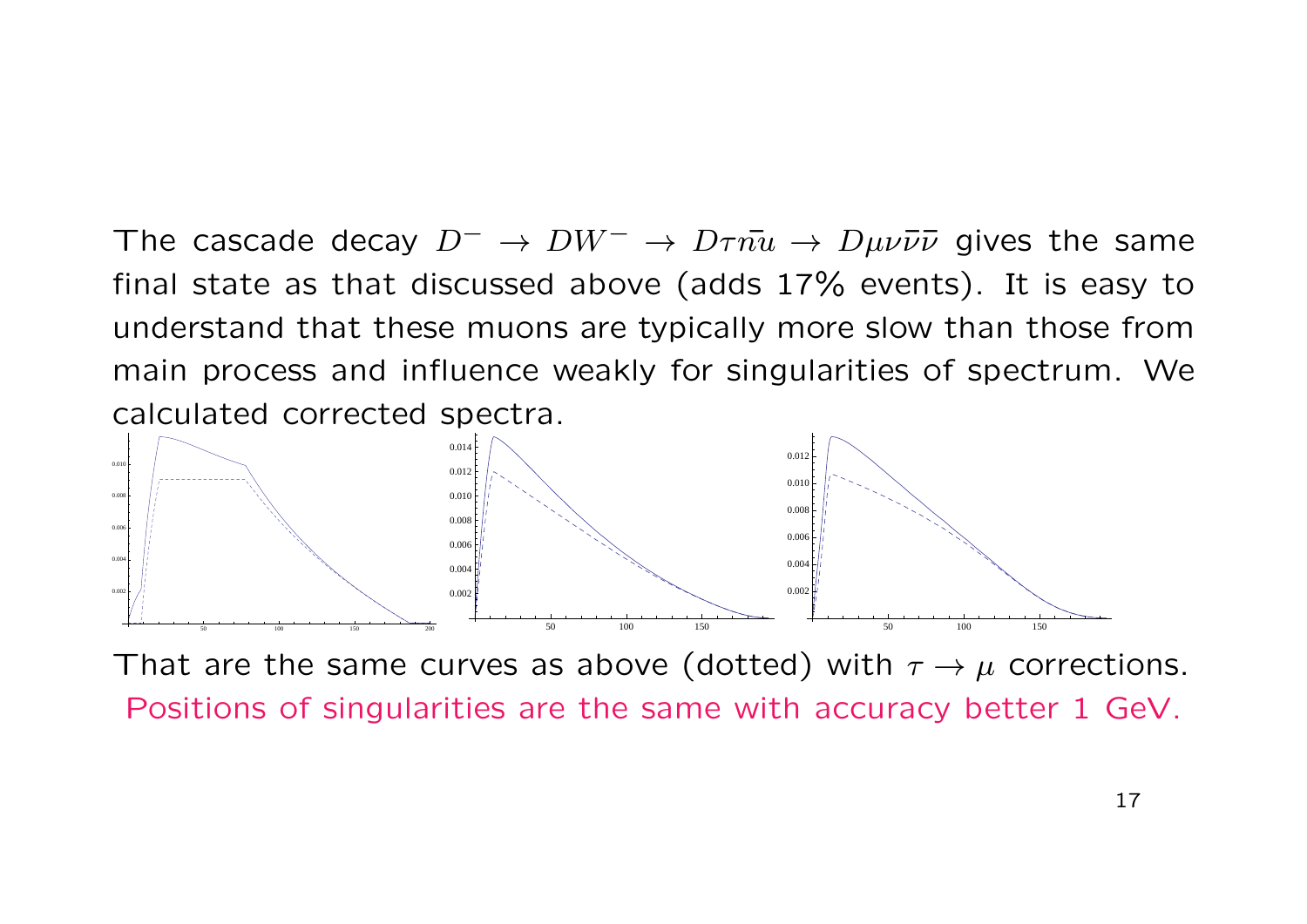The cascade decay $D^- \to DW^- \to D\tau\bar{nu} \to D\mu\nu\bar{\nu}\bar{\nu}$ gives the same final state as that discussed above (adds 17% events). It is easy to understand that these muons are typically more slow than those from main process and influence weakly for singularities of spectrum. We calculated corrected spectra.

That are the same curves as above (dotted) with $\tau \to \mu$ corrections.
Positions of singularities are the same with accuracy better 1 GeV.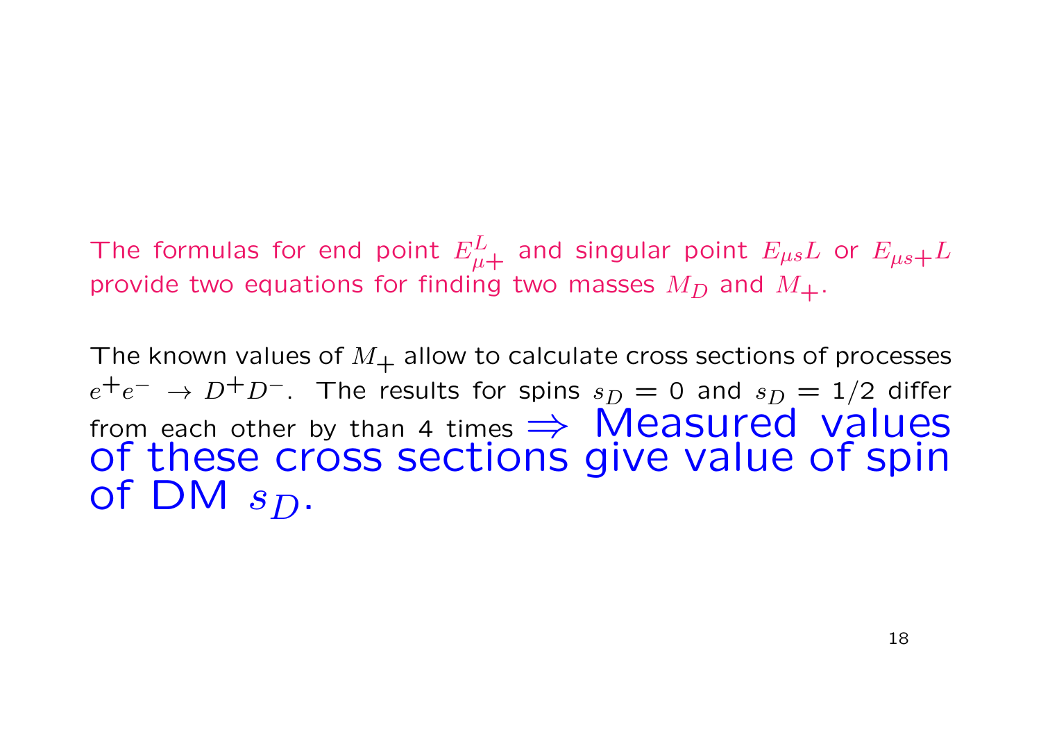The formulas for end point $E_{\mu+}^{L}$ and singular point $E_{\mu s}L$ or $E_{\mu s+}L$ provide two equations for finding two masses $M_D$ and $M_+$.

The known values of $M_+$ allow to calculate cross sections of processes $e^+e^- \to D^+D^-$. The results for spins $s_D = 0$ and $s_D = 1/2$ differ from each other by than 4 times $\Rightarrow$ Measured values of these cross sections give value of spin of DM $s_D$.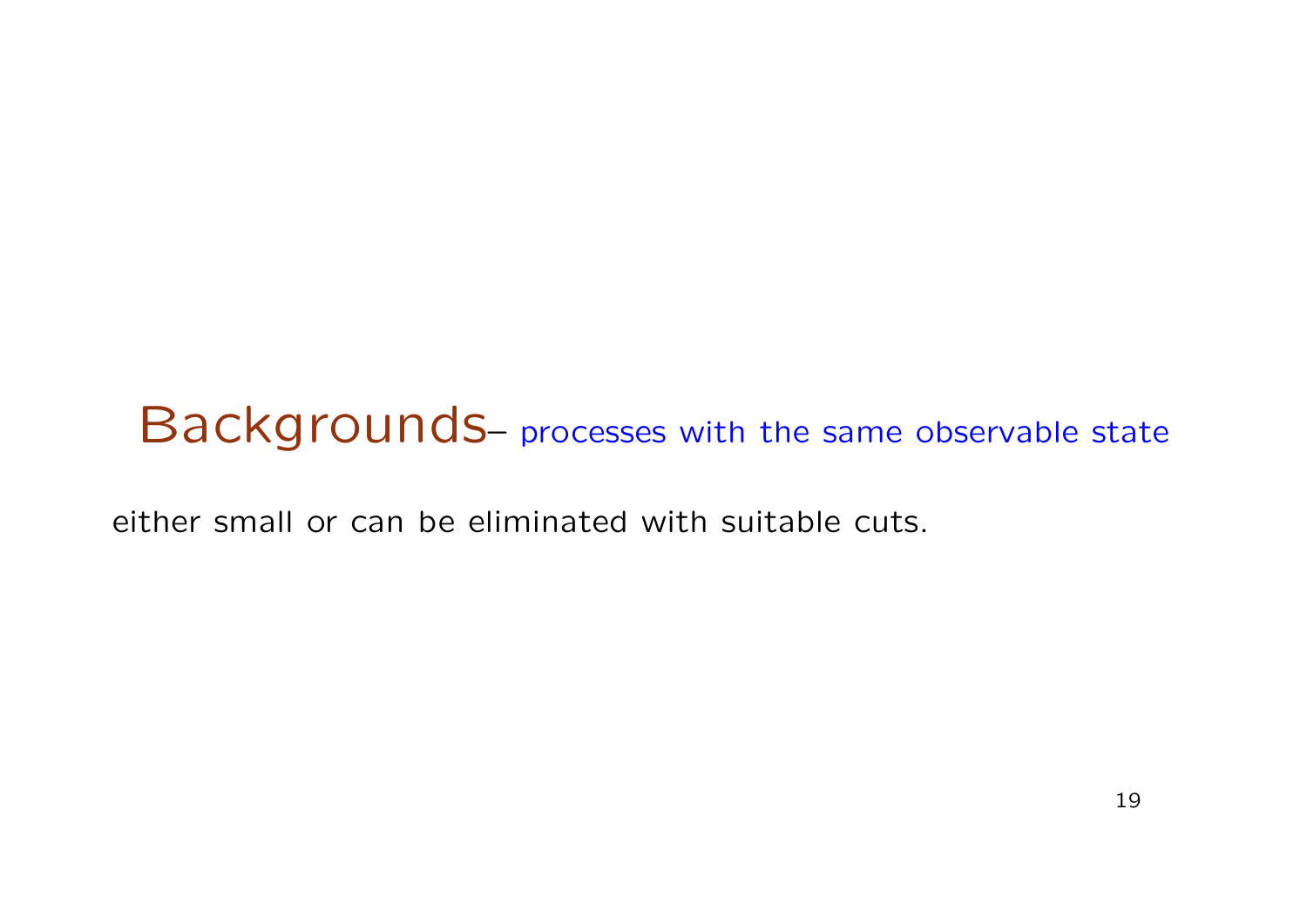# Backgrounds– processes with the same observable state

either small or can be eliminated with suitable cuts.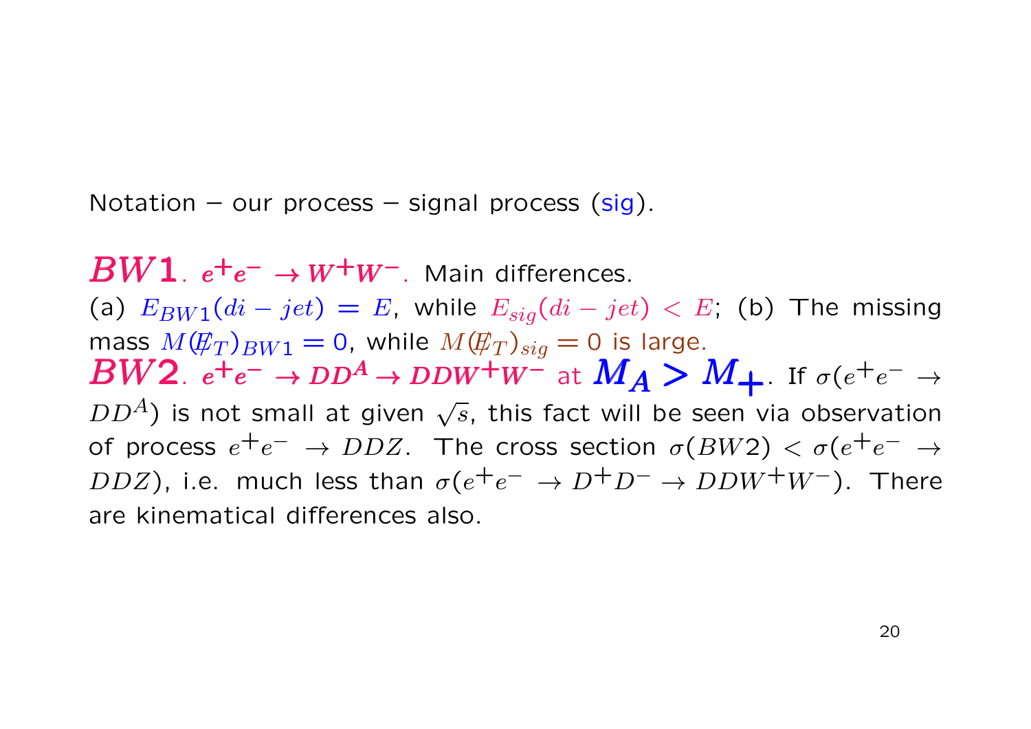Notation – our process – signal process (sig).

**$BW1$**. $e^+e^- \to W^+W^-$. Main differences.
(a) $E_{BW1}(di-jet) = E$, while $E_{sig}(di-jet) < E$; (b) The missing mass $M(\not{E}_T)_{BW1} = 0$, while $M(\not{E}_T)_{sig} = 0$ is large.
**$BW2$**. $e^+e^- \to DD^A \to DDW^+W^-$ at $M_A > M_+$. If $\sigma(e^+e^- \to DD^A)$ is not small at given $\sqrt{s}$, this fact will be seen via observation of process $e^+e^- \to DDZ$. The cross section $\sigma(BW2) < \sigma(e^+e^- \to DDZ)$, i.e. much less than $\sigma(e^+e^- \to D^+D^- \to DDW^+W^-)$. There are kinematical differences also.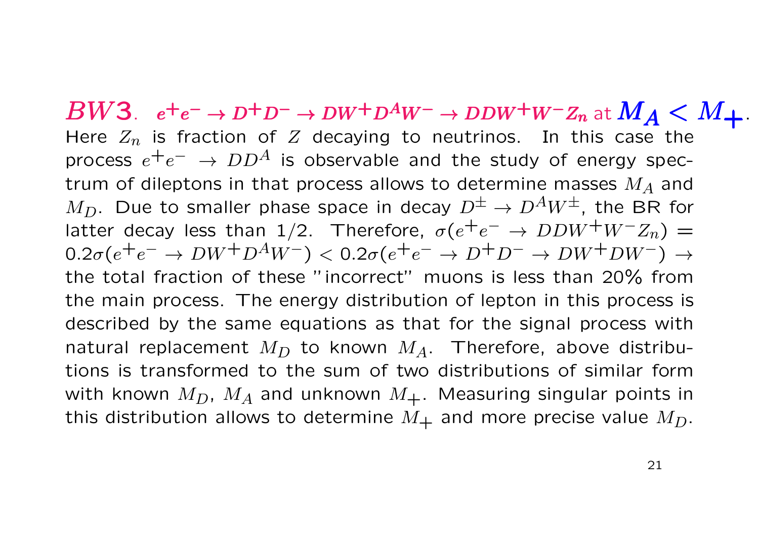**$BW3$.** $e^+e^- \to D^+D^- \to DW^+D^AW^- \to DDW^+W^-Z_n$ at $M_A < M_+$.
Here $Z_n$ is fraction of $Z$ decaying to neutrinos. In this case the process $e^+e^- \to DD^A$ is observable and the study of energy spectrum of dileptons in that process allows to determine masses $M_A$ and $M_D$. Due to smaller phase space in decay $D^\pm \to D^AW^\pm$, the BR for latter decay less than 1/2. Therefore, $\sigma(e^+e^- \to DDW^+W^-Z_n) = 0.2\sigma(e^+e^- \to DW^+D^AW^-) < 0.2\sigma(e^+e^- \to D^+D^- \to DW^+DW^-) \to$ the total fraction of these "incorrect" muons is less than 20% from the main process. The energy distribution of lepton in this process is described by the same equations as that for the signal process with natural replacement $M_D$ to known $M_A$. Therefore, above distributions is transformed to the sum of two distributions of similar form with known $M_D$, $M_A$ and unknown $M_+$. Measuring singular points in this distribution allows to determine $M_+$ and more precise value $M_D$.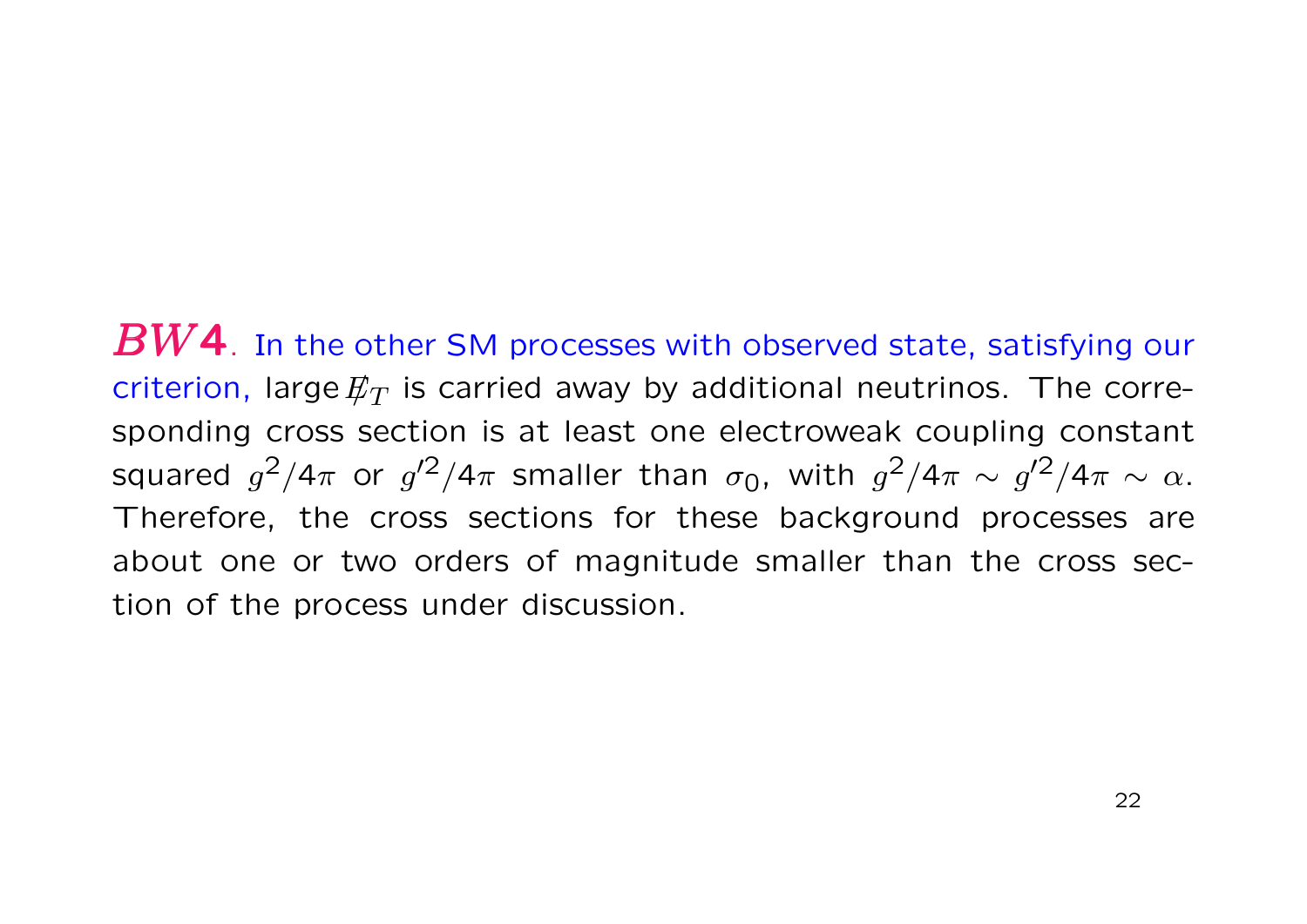**$BW$4**. In the other SM processes with observed state, satisfying our criterion, large $\not{E}_T$ is carried away by additional neutrinos. The corresponding cross section is at least one electroweak coupling constant squared $g^2/4\pi$ or $g'^2/4\pi$ smaller than $\sigma_0$, with $g^2/4\pi \sim g'^2/4\pi \sim \alpha$. Therefore, the cross sections for these background processes are about one or two orders of magnitude smaller than the cross section of the process under discussion.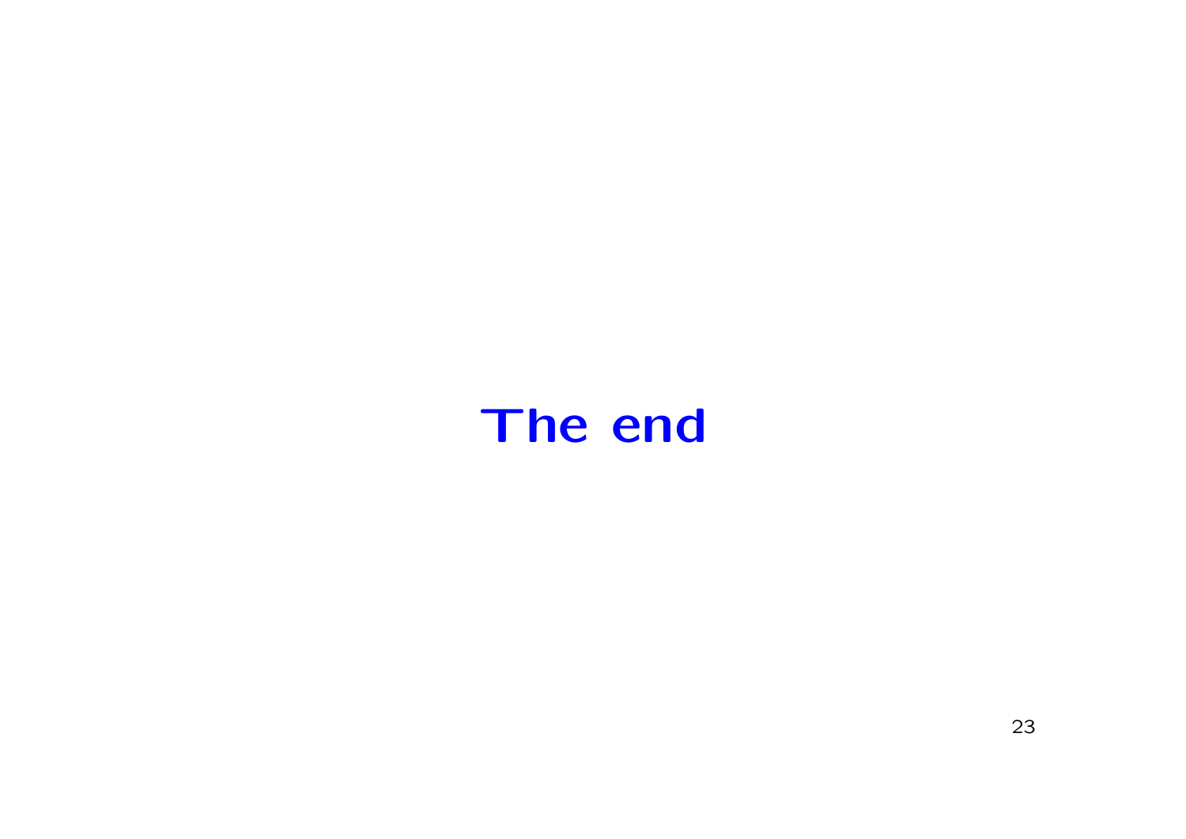# The end